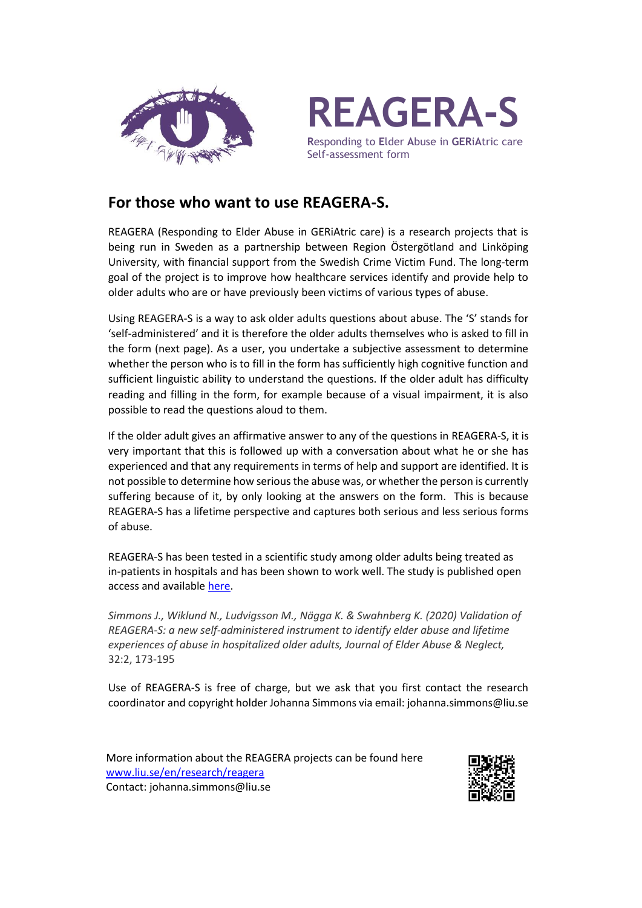# REAGERA-S

Responding to Elder Abuse in GERiAtric care
Self-assessment form

## For those who want to use REAGERA-S.

REAGERA (Responding to Elder Abuse in GERiAtric care) is a research projects that is being run in Sweden as a partnership between Region Östergötland and Linköping University, with financial support from the Swedish Crime Victim Fund. The long-term goal of the project is to improve how healthcare services identify and provide help to older adults who are or have previously been victims of various types of abuse.

Using REAGERA-S is a way to ask older adults questions about abuse. The 'S' stands for 'self-administered' and it is therefore the older adults themselves who is asked to fill in the form (next page). As a user, you undertake a subjective assessment to determine whether the person who is to fill in the form has sufficiently high cognitive function and sufficient linguistic ability to understand the questions. If the older adult has difficulty reading and filling in the form, for example because of a visual impairment, it is also possible to read the questions aloud to them.

If the older adult gives an affirmative answer to any of the questions in REAGERA-S, it is very important that this is followed up with a conversation about what he or she has experienced and that any requirements in terms of help and support are identified. It is not possible to determine how serious the abuse was, or whether the person is currently suffering because of it, by only looking at the answers on the form. This is because REAGERA-S has a lifetime perspective and captures both serious and less serious forms of abuse.

REAGERA-S has been tested in a scientific study among older adults being treated as in-patients in hospitals and has been shown to work well. The study is published open access and available here.

*Simmons J., Wiklund N., Ludvigsson M., Nägga K. & Swahnberg K. (2020) Validation of REAGERA-S: a new self-administered instrument to identify elder abuse and lifetime experiences of abuse in hospitalized older adults, Journal of Elder Abuse & Neglect,* 32:2, 173-195

Use of REAGERA-S is free of charge, but we ask that you first contact the research coordinator and copyright holder Johanna Simmons via email: johanna.simmons@liu.se

More information about the REAGERA projects can be found here
www.liu.se/en/research/reagera
Contact: johanna.simmons@liu.se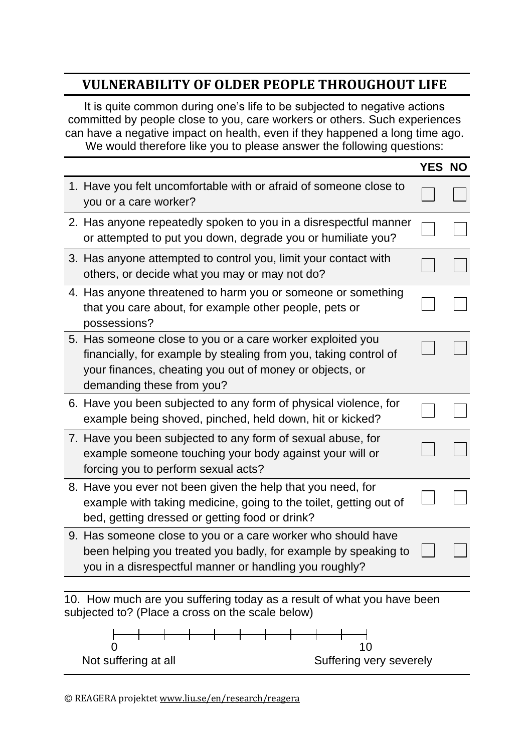# VULNERABILITY OF OLDER PEOPLE THROUGHOUT LIFE

It is quite common during one's life to be subjected to negative actions committed by people close to you, care workers or others. Such experiences can have a negative impact on health, even if they happened a long time ago. We would therefore like you to please answer the following questions:

| | YES | NO |
|---|---|---|
| 1. Have you felt uncomfortable with or afraid of someone close to you or a care worker? | ☐ | ☐ |
| 2. Has anyone repeatedly spoken to you in a disrespectful manner or attempted to put you down, degrade you or humiliate you? | ☐ | ☐ |
| 3. Has anyone attempted to control you, limit your contact with others, or decide what you may or may not do? | ☐ | ☐ |
| 4. Has anyone threatened to harm you or someone or something that you care about, for example other people, pets or possessions? | ☐ | ☐ |
| 5. Has someone close to you or a care worker exploited you financially, for example by stealing from you, taking control of your finances, cheating you out of money or objects, or demanding these from you? | ☐ | ☐ |
| 6. Have you been subjected to any form of physical violence, for example being shoved, pinched, held down, hit or kicked? | ☐ | ☐ |
| 7. Have you been subjected to any form of sexual abuse, for example someone touching your body against your will or forcing you to perform sexual acts? | ☐ | ☐ |
| 8. Have you ever not been given the help that you need, for example with taking medicine, going to the toilet, getting out of bed, getting dressed or getting food or drink? | ☐ | ☐ |
| 9. Has someone close to you or a care worker who should have been helping you treated you badly, for example by speaking to you in a disrespectful manner or handling you roughly? | ☐ | ☐ |

10. How much are you suffering today as a result of what you have been subjected to? (Place a cross on the scale below)

0 — 10

Not suffering at all — Suffering very severely

© REAGERA projektet www.liu.se/en/research/reagera